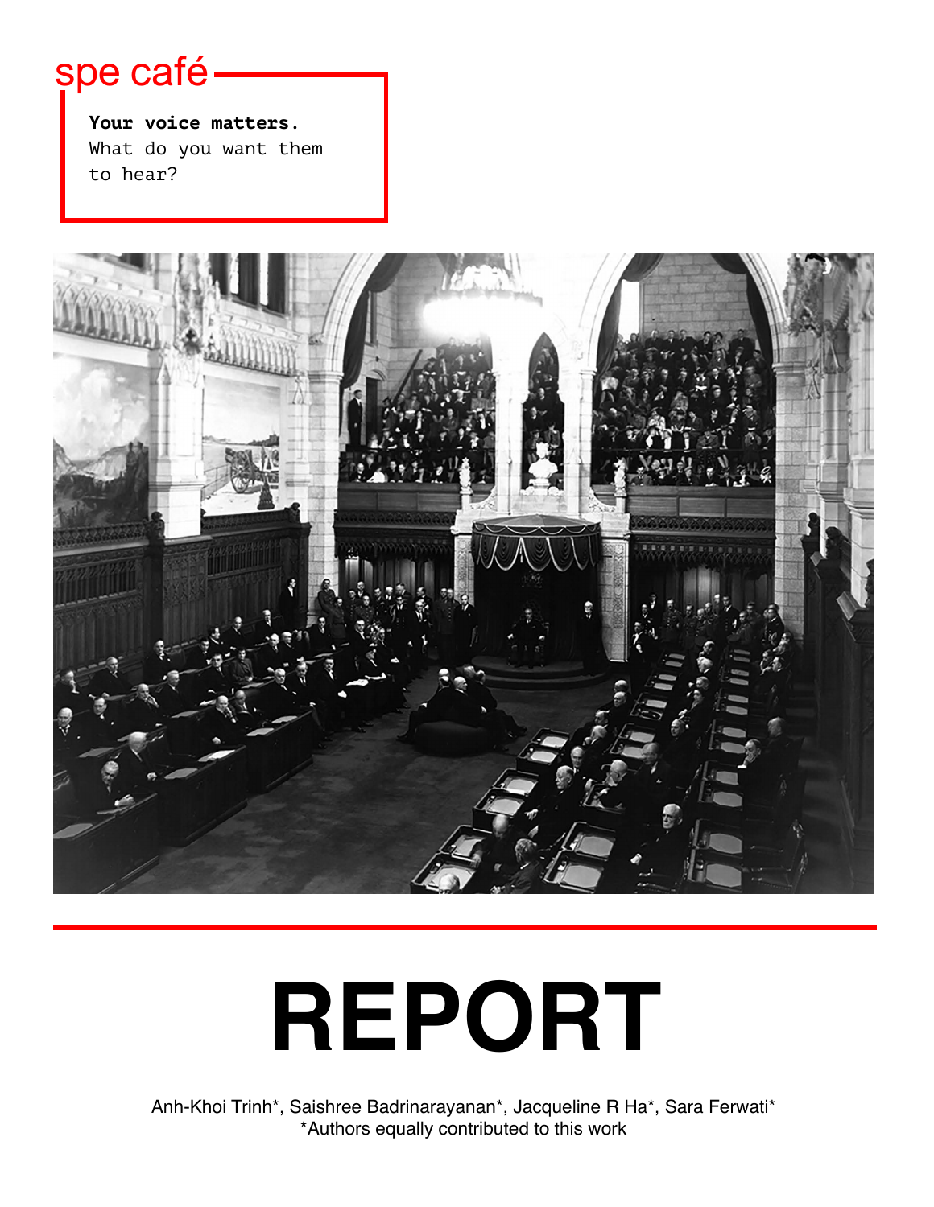spe café

**Your voice matters.**
What do you want them to hear?

# REPORT

Anh-Khoi Trinh*, Saishree Badrinarayanan*, Jacqueline R Ha*, Sara Ferwati*
*Authors equally contributed to this work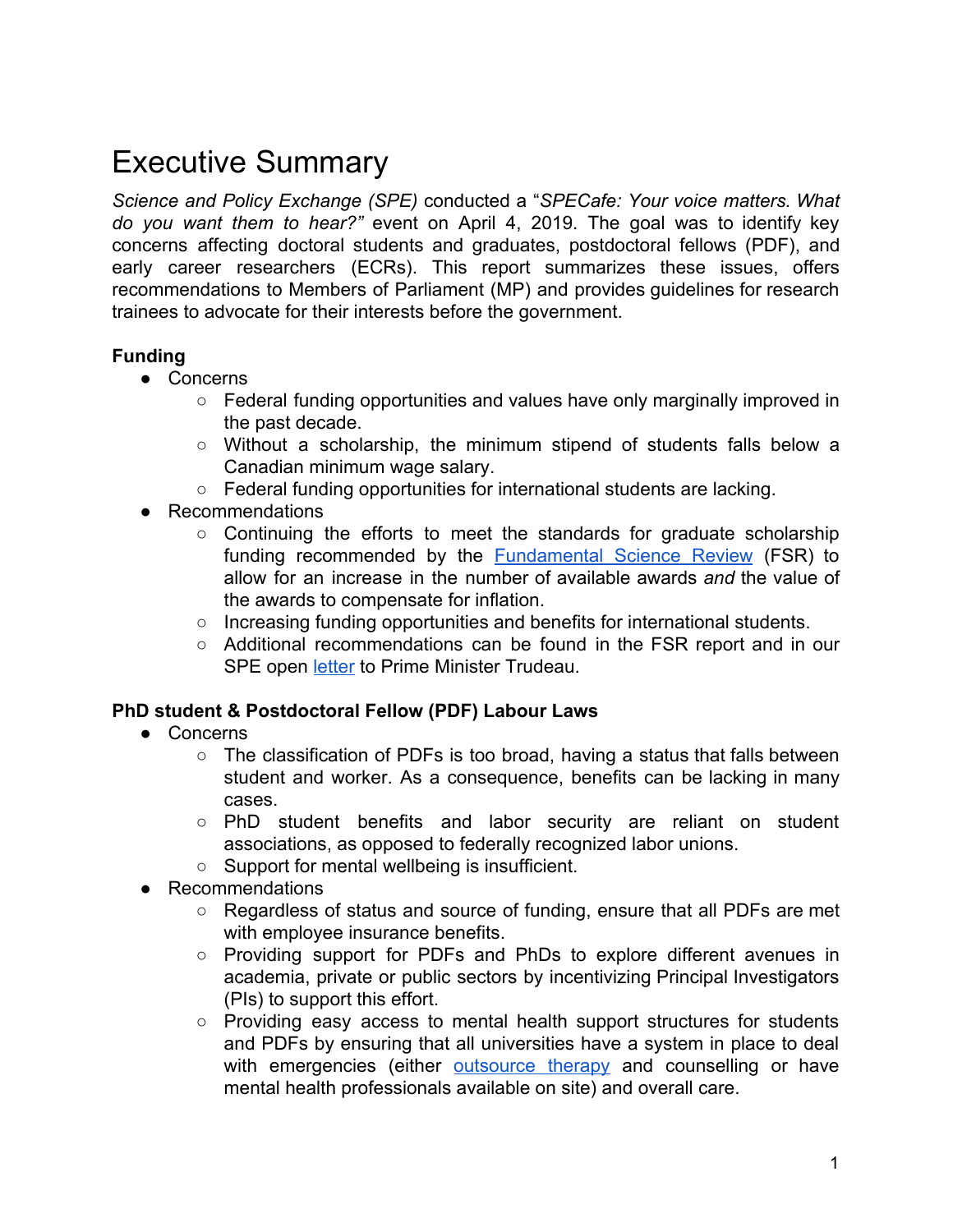# Executive Summary

*Science and Policy Exchange (SPE)* conducted a "*SPECafe: Your voice matters. What do you want them to hear?"* event on April 4, 2019. The goal was to identify key concerns affecting doctoral students and graduates, postdoctoral fellows (PDF), and early career researchers (ECRs). This report summarizes these issues, offers recommendations to Members of Parliament (MP) and provides guidelines for research trainees to advocate for their interests before the government.

**Funding**

- Concerns
  - Federal funding opportunities and values have only marginally improved in the past decade.
  - Without a scholarship, the minimum stipend of students falls below a Canadian minimum wage salary.
  - Federal funding opportunities for international students are lacking.
- Recommendations
  - Continuing the efforts to meet the standards for graduate scholarship funding recommended by the Fundamental Science Review (FSR) to allow for an increase in the number of available awards *and* the value of the awards to compensate for inflation.
  - Increasing funding opportunities and benefits for international students.
  - Additional recommendations can be found in the FSR report and in our SPE open letter to Prime Minister Trudeau.

**PhD student & Postdoctoral Fellow (PDF) Labour Laws**

- Concerns
  - The classification of PDFs is too broad, having a status that falls between student and worker. As a consequence, benefits can be lacking in many cases.
  - PhD student benefits and labor security are reliant on student associations, as opposed to federally recognized labor unions.
  - Support for mental wellbeing is insufficient.
- Recommendations
  - Regardless of status and source of funding, ensure that all PDFs are met with employee insurance benefits.
  - Providing support for PDFs and PhDs to explore different avenues in academia, private or public sectors by incentivizing Principal Investigators (PIs) to support this effort.
  - Providing easy access to mental health support structures for students and PDFs by ensuring that all universities have a system in place to deal with emergencies (either outsource therapy and counselling or have mental health professionals available on site) and overall care.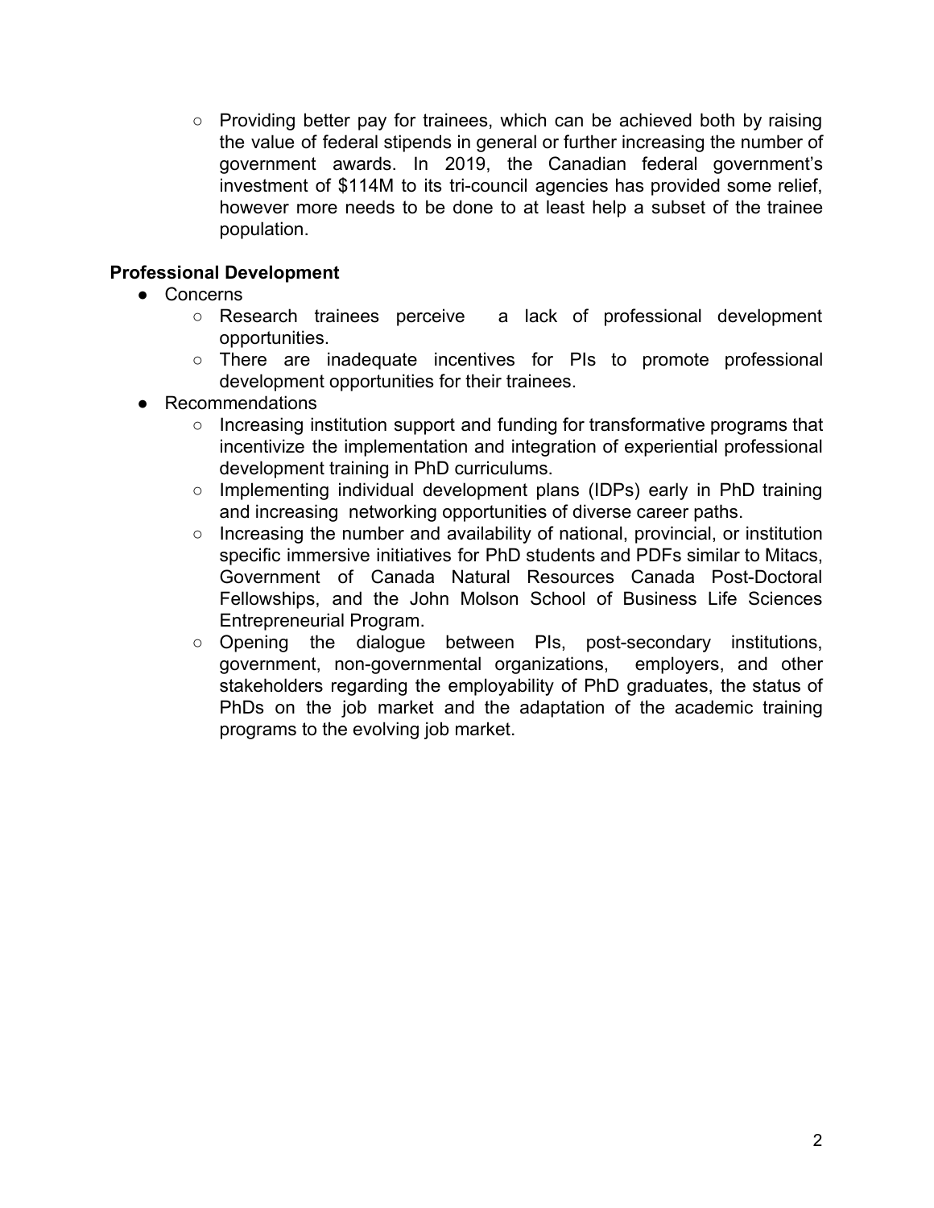- Providing better pay for trainees, which can be achieved both by raising the value of federal stipends in general or further increasing the number of government awards. In 2019, the Canadian federal government's investment of $114M to its tri-council agencies has provided some relief, however more needs to be done to at least help a subset of the trainee population.

**Professional Development**

- Concerns
  - Research trainees perceive a lack of professional development opportunities.
  - There are inadequate incentives for PIs to promote professional development opportunities for their trainees.
- Recommendations
  - Increasing institution support and funding for transformative programs that incentivize the implementation and integration of experiential professional development training in PhD curriculums.
  - Implementing individual development plans (IDPs) early in PhD training and increasing networking opportunities of diverse career paths.
  - Increasing the number and availability of national, provincial, or institution specific immersive initiatives for PhD students and PDFs similar to Mitacs, Government of Canada Natural Resources Canada Post-Doctoral Fellowships, and the John Molson School of Business Life Sciences Entrepreneurial Program.
  - Opening the dialogue between PIs, post-secondary institutions, government, non-governmental organizations, employers, and other stakeholders regarding the employability of PhD graduates, the status of PhDs on the job market and the adaptation of the academic training programs to the evolving job market.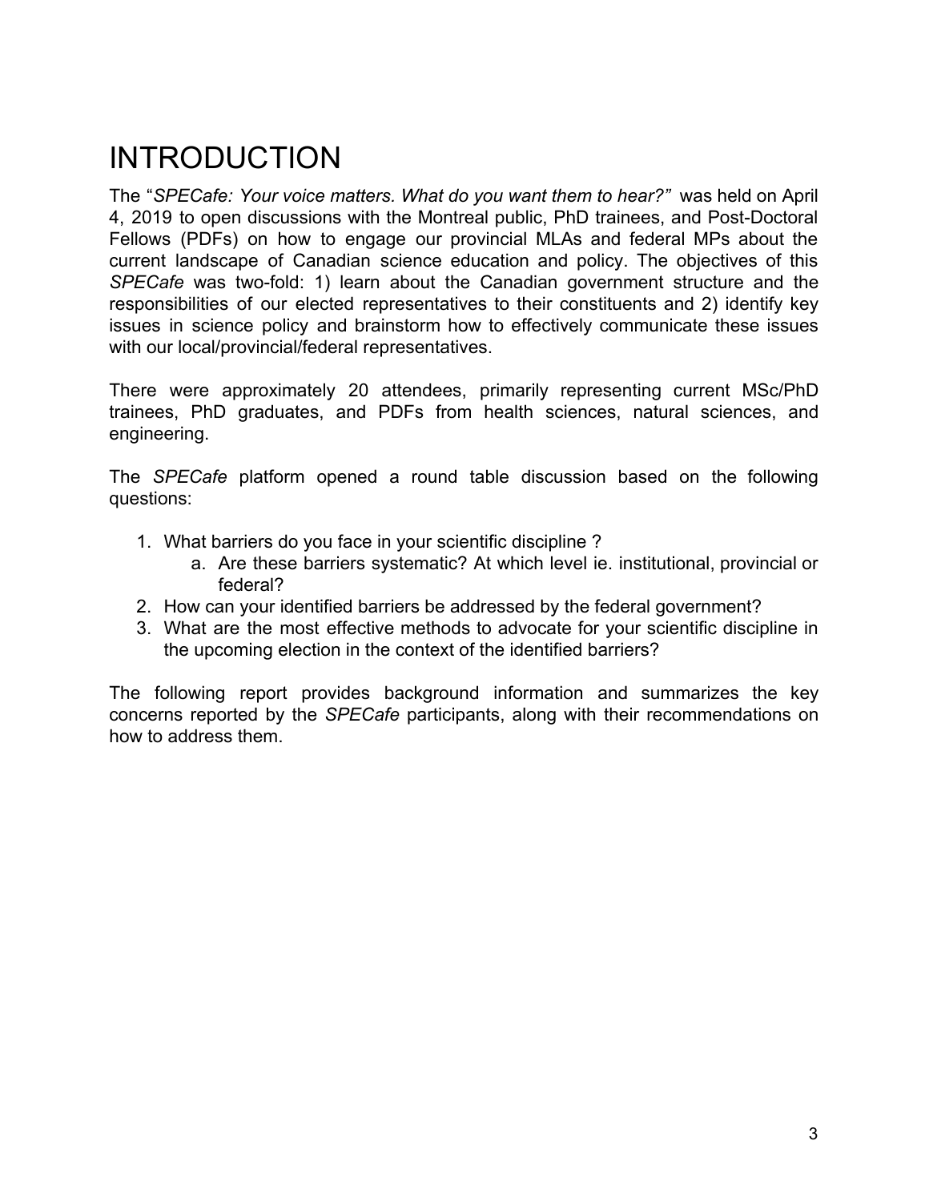# INTRODUCTION

The "*SPECafe: Your voice matters. What do you want them to hear?"* was held on April 4, 2019 to open discussions with the Montreal public, PhD trainees, and Post-Doctoral Fellows (PDFs) on how to engage our provincial MLAs and federal MPs about the current landscape of Canadian science education and policy. The objectives of this *SPECafe* was two-fold: 1) learn about the Canadian government structure and the responsibilities of our elected representatives to their constituents and 2) identify key issues in science policy and brainstorm how to effectively communicate these issues with our local/provincial/federal representatives.

There were approximately 20 attendees, primarily representing current MSc/PhD trainees, PhD graduates, and PDFs from health sciences, natural sciences, and engineering.

The *SPECafe* platform opened a round table discussion based on the following questions:

1. What barriers do you face in your scientific discipline ?
    a. Are these barriers systematic? At which level ie. institutional, provincial or federal?
2. How can your identified barriers be addressed by the federal government?
3. What are the most effective methods to advocate for your scientific discipline in the upcoming election in the context of the identified barriers?

The following report provides background information and summarizes the key concerns reported by the *SPECafe* participants, along with their recommendations on how to address them.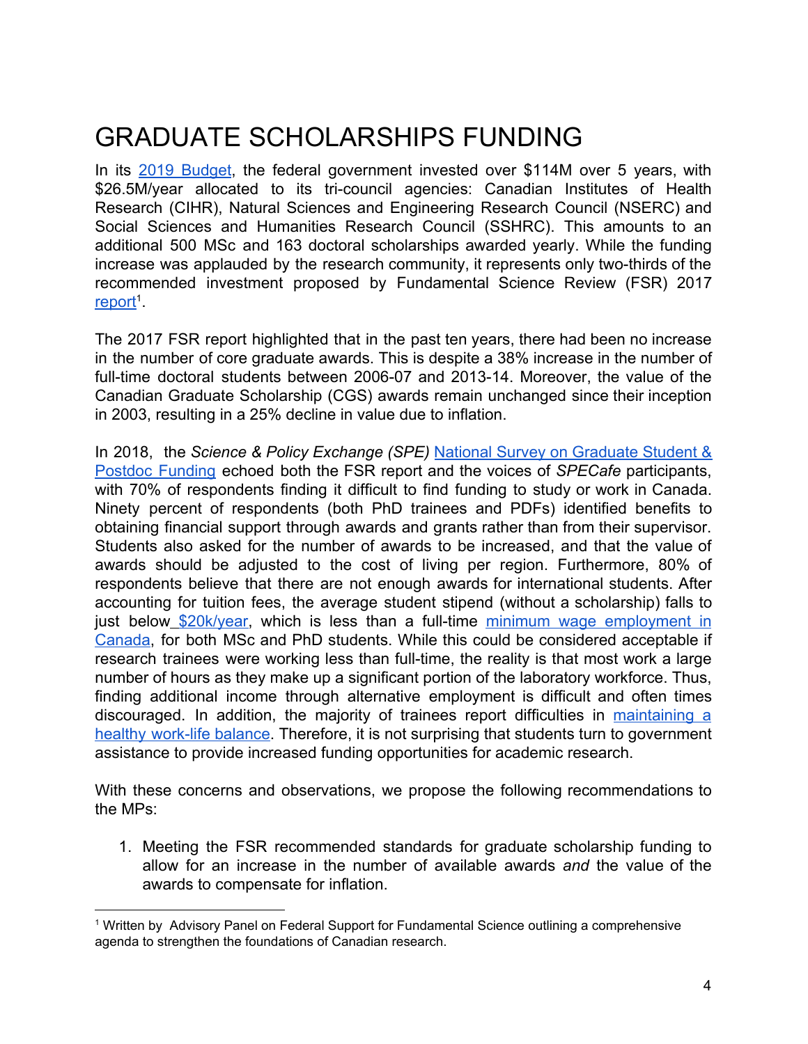# GRADUATE SCHOLARSHIPS FUNDING

In its 2019 Budget, the federal government invested over $114M over 5 years, with $26.5M/year allocated to its tri-council agencies: Canadian Institutes of Health Research (CIHR), Natural Sciences and Engineering Research Council (NSERC) and Social Sciences and Humanities Research Council (SSHRC). This amounts to an additional 500 MSc and 163 doctoral scholarships awarded yearly. While the funding increase was applauded by the research community, it represents only two-thirds of the recommended investment proposed by Fundamental Science Review (FSR) 2017 report[1].

The 2017 FSR report highlighted that in the past ten years, there had been no increase in the number of core graduate awards. This is despite a 38% increase in the number of full-time doctoral students between 2006-07 and 2013-14. Moreover, the value of the Canadian Graduate Scholarship (CGS) awards remain unchanged since their inception in 2003, resulting in a 25% decline in value due to inflation.

In 2018, the *Science & Policy Exchange (SPE)* National Survey on Graduate Student & Postdoc Funding echoed both the FSR report and the voices of *SPECafe* participants, with 70% of respondents finding it difficult to find funding to study or work in Canada. Ninety percent of respondents (both PhD trainees and PDFs) identified benefits to obtaining financial support through awards and grants rather than from their supervisor. Students also asked for the number of awards to be increased, and that the value of awards should be adjusted to the cost of living per region. Furthermore, 80% of respondents believe that there are not enough awards for international students. After accounting for tuition fees, the average student stipend (without a scholarship) falls to just below $20k/year, which is less than a full-time minimum wage employment in Canada, for both MSc and PhD students. While this could be considered acceptable if research trainees were working less than full-time, the reality is that most work a large number of hours as they make up a significant portion of the laboratory workforce. Thus, finding additional income through alternative employment is difficult and often times discouraged. In addition, the majority of trainees report difficulties in maintaining a healthy work-life balance. Therefore, it is not surprising that students turn to government assistance to provide increased funding opportunities for academic research.

With these concerns and observations, we propose the following recommendations to the MPs:

1. Meeting the FSR recommended standards for graduate scholarship funding to allow for an increase in the number of available awards *and* the value of the awards to compensate for inflation.

[1] Written by Advisory Panel on Federal Support for Fundamental Science outlining a comprehensive agenda to strengthen the foundations of Canadian research.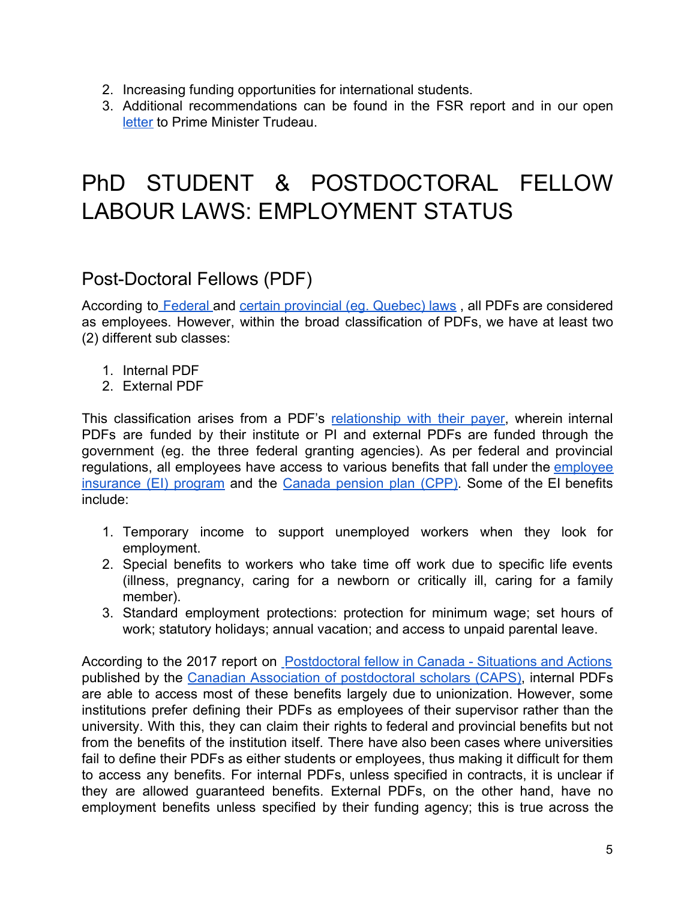2. Increasing funding opportunities for international students.
3. Additional recommendations can be found in the FSR report and in our open letter to Prime Minister Trudeau.

# PhD STUDENT & POSTDOCTORAL FELLOW LABOUR LAWS: EMPLOYMENT STATUS

## Post-Doctoral Fellows (PDF)

According to Federal and certain provincial (eg. Quebec) laws , all PDFs are considered as employees. However, within the broad classification of PDFs, we have at least two (2) different sub classes:

1. Internal PDF
2. External PDF

This classification arises from a PDF's relationship with their payer, wherein internal PDFs are funded by their institute or PI and external PDFs are funded through the government (eg. the three federal granting agencies). As per federal and provincial regulations, all employees have access to various benefits that fall under the employee insurance (EI) program and the Canada pension plan (CPP). Some of the EI benefits include:

1. Temporary income to support unemployed workers when they look for employment.
2. Special benefits to workers who take time off work due to specific life events (illness, pregnancy, caring for a newborn or critically ill, caring for a family member).
3. Standard employment protections: protection for minimum wage; set hours of work; statutory holidays; annual vacation; and access to unpaid parental leave.

According to the 2017 report on Postdoctoral fellow in Canada - Situations and Actions published by the Canadian Association of postdoctoral scholars (CAPS), internal PDFs are able to access most of these benefits largely due to unionization. However, some institutions prefer defining their PDFs as employees of their supervisor rather than the university. With this, they can claim their rights to federal and provincial benefits but not from the benefits of the institution itself. There have also been cases where universities fail to define their PDFs as either students or employees, thus making it difficult for them to access any benefits. For internal PDFs, unless specified in contracts, it is unclear if they are allowed guaranteed benefits. External PDFs, on the other hand, have no employment benefits unless specified by their funding agency; this is true across the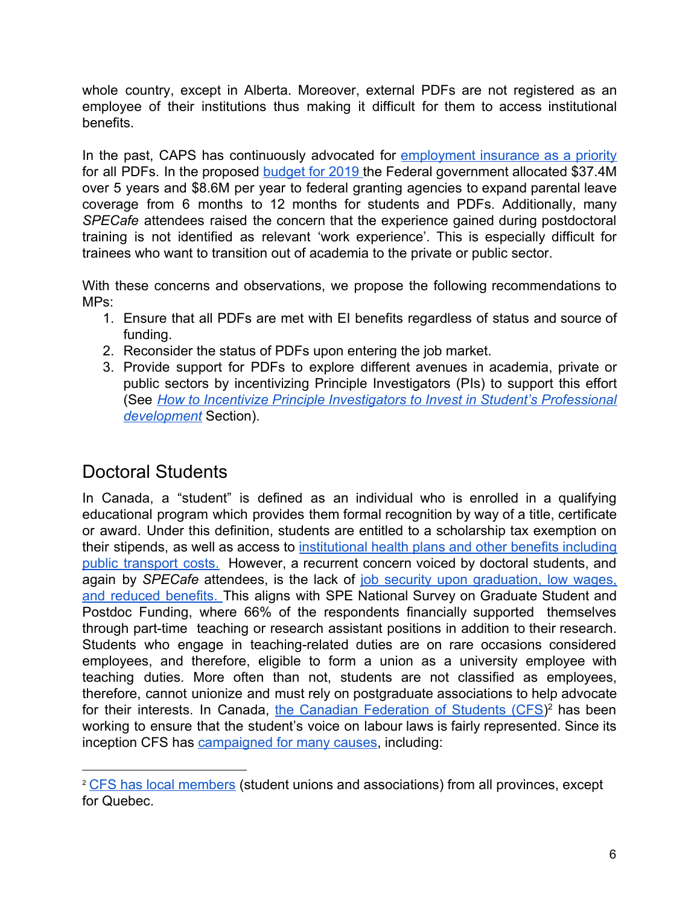whole country, except in Alberta. Moreover, external PDFs are not registered as an employee of their institutions thus making it difficult for them to access institutional benefits.

In the past, CAPS has continuously advocated for employment insurance as a priority for all PDFs. In the proposed budget for 2019 the Federal government allocated $37.4M over 5 years and $8.6M per year to federal granting agencies to expand parental leave coverage from 6 months to 12 months for students and PDFs. Additionally, many *SPECafe* attendees raised the concern that the experience gained during postdoctoral training is not identified as relevant 'work experience'. This is especially difficult for trainees who want to transition out of academia to the private or public sector.

With these concerns and observations, we propose the following recommendations to MPs:

1. Ensure that all PDFs are met with EI benefits regardless of status and source of funding.
2. Reconsider the status of PDFs upon entering the job market.
3. Provide support for PDFs to explore different avenues in academia, private or public sectors by incentivizing Principle Investigators (PIs) to support this effort (See *How to Incentivize Principle Investigators to Invest in Student's Professional development* Section).

## Doctoral Students

In Canada, a "student" is defined as an individual who is enrolled in a qualifying educational program which provides them formal recognition by way of a title, certificate or award. Under this definition, students are entitled to a scholarship tax exemption on their stipends, as well as access to institutional health plans and other benefits including public transport costs. However, a recurrent concern voiced by doctoral students, and again by *SPECafe* attendees, is the lack of job security upon graduation, low wages, and reduced benefits. This aligns with SPE National Survey on Graduate Student and Postdoc Funding, where 66% of the respondents financially supported themselves through part-time teaching or research assistant positions in addition to their research. Students who engage in teaching-related duties are on rare occasions considered employees, and therefore, eligible to form a union as a university employee with teaching duties. More often than not, students are not classified as employees, therefore, cannot unionize and must rely on postgraduate associations to help advocate for their interests. In Canada, the Canadian Federation of Students (CFS)[2] has been working to ensure that the student's voice on labour laws is fairly represented. Since its inception CFS has campaigned for many causes, including:

[2] CFS has local members (student unions and associations) from all provinces, except for Quebec.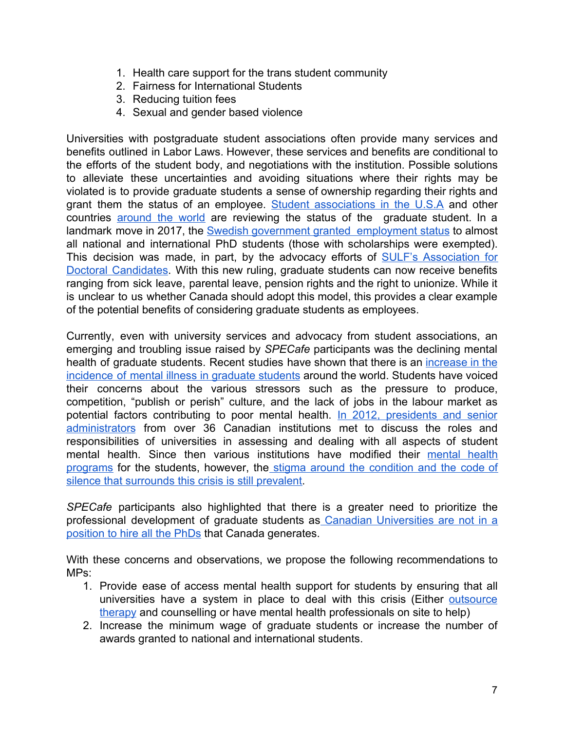1. Health care support for the trans student community
2. Fairness for International Students
3. Reducing tuition fees
4. Sexual and gender based violence

Universities with postgraduate student associations often provide many services and benefits outlined in Labor Laws. However, these services and benefits are conditional to the efforts of the student body, and negotiations with the institution. Possible solutions to alleviate these uncertainties and avoiding situations where their rights may be violated is to provide graduate students a sense of ownership regarding their rights and grant them the status of an employee. Student associations in the U.S.A and other countries around the world are reviewing the status of the graduate student. In a landmark move in 2017, the Swedish government granted employment status to almost all national and international PhD students (those with scholarships were exempted). This decision was made, in part, by the advocacy efforts of SULF's Association for Doctoral Candidates. With this new ruling, graduate students can now receive benefits ranging from sick leave, parental leave, pension rights and the right to unionize. While it is unclear to us whether Canada should adopt this model, this provides a clear example of the potential benefits of considering graduate students as employees.

Currently, even with university services and advocacy from student associations, an emerging and troubling issue raised by *SPECafe* participants was the declining mental health of graduate students. Recent studies have shown that there is an increase in the incidence of mental illness in graduate students around the world. Students have voiced their concerns about the various stressors such as the pressure to produce, competition, "publish or perish" culture, and the lack of jobs in the labour market as potential factors contributing to poor mental health. In 2012, presidents and senior administrators from over 36 Canadian institutions met to discuss the roles and responsibilities of universities in assessing and dealing with all aspects of student mental health. Since then various institutions have modified their mental health programs for the students, however, the stigma around the condition and the code of silence that surrounds this crisis is still prevalent.

*SPECafe* participants also highlighted that there is a greater need to prioritize the professional development of graduate students as Canadian Universities are not in a position to hire all the PhDs that Canada generates.

With these concerns and observations, we propose the following recommendations to MPs:

1. Provide ease of access mental health support for students by ensuring that all universities have a system in place to deal with this crisis (Either outsource therapy and counselling or have mental health professionals on site to help)
2. Increase the minimum wage of graduate students or increase the number of awards granted to national and international students.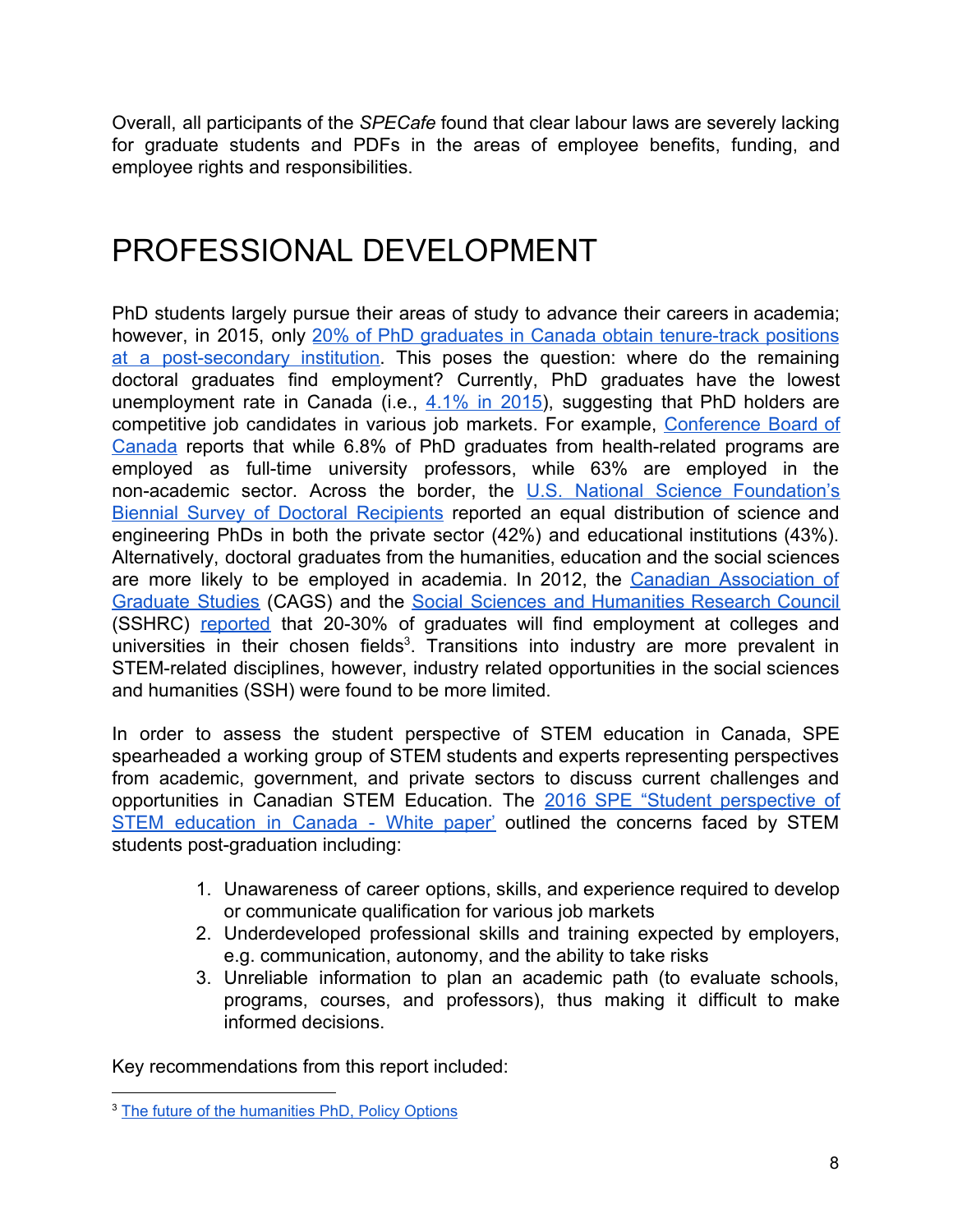Overall, all participants of the *SPECafe* found that clear labour laws are severely lacking for graduate students and PDFs in the areas of employee benefits, funding, and employee rights and responsibilities.

# PROFESSIONAL DEVELOPMENT

PhD students largely pursue their areas of study to advance their careers in academia; however, in 2015, only 20% of PhD graduates in Canada obtain tenure-track positions at a post-secondary institution. This poses the question: where do the remaining doctoral graduates find employment? Currently, PhD graduates have the lowest unemployment rate in Canada (i.e., 4.1% in 2015), suggesting that PhD holders are competitive job candidates in various job markets. For example, Conference Board of Canada reports that while 6.8% of PhD graduates from health-related programs are employed as full-time university professors, while 63% are employed in the non-academic sector. Across the border, the U.S. National Science Foundation's Biennial Survey of Doctoral Recipients reported an equal distribution of science and engineering PhDs in both the private sector (42%) and educational institutions (43%). Alternatively, doctoral graduates from the humanities, education and the social sciences are more likely to be employed in academia. In 2012, the Canadian Association of Graduate Studies (CAGS) and the Social Sciences and Humanities Research Council (SSHRC) reported that 20-30% of graduates will find employment at colleges and universities in their chosen fields[3]. Transitions into industry are more prevalent in STEM-related disciplines, however, industry related opportunities in the social sciences and humanities (SSH) were found to be more limited.

In order to assess the student perspective of STEM education in Canada, SPE spearheaded a working group of STEM students and experts representing perspectives from academic, government, and private sectors to discuss current challenges and opportunities in Canadian STEM Education. The 2016 SPE "Student perspective of STEM education in Canada - White paper' outlined the concerns faced by STEM students post-graduation including:

1. Unawareness of career options, skills, and experience required to develop or communicate qualification for various job markets
2. Underdeveloped professional skills and training expected by employers, e.g. communication, autonomy, and the ability to take risks
3. Unreliable information to plan an academic path (to evaluate schools, programs, courses, and professors), thus making it difficult to make informed decisions.

Key recommendations from this report included:

[3] The future of the humanities PhD, Policy Options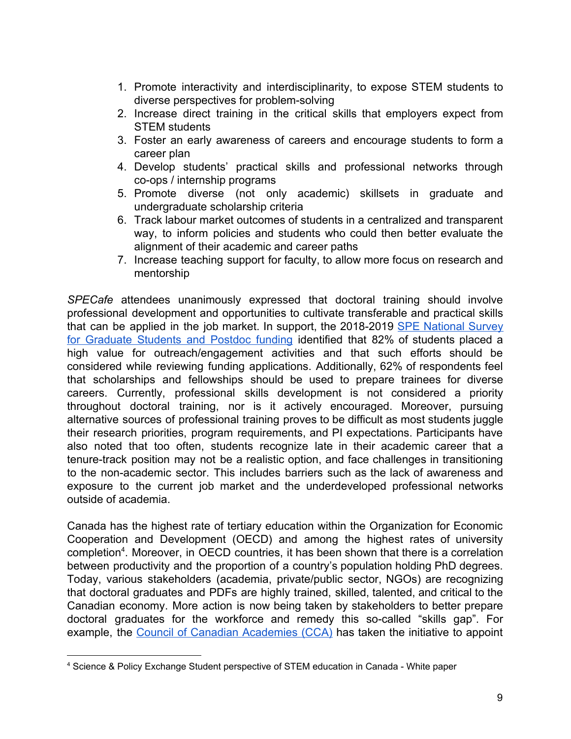1. Promote interactivity and interdisciplinarity, to expose STEM students to diverse perspectives for problem-solving
2. Increase direct training in the critical skills that employers expect from STEM students
3. Foster an early awareness of careers and encourage students to form a career plan
4. Develop students' practical skills and professional networks through co-ops / internship programs
5. Promote diverse (not only academic) skillsets in graduate and undergraduate scholarship criteria
6. Track labour market outcomes of students in a centralized and transparent way, to inform policies and students who could then better evaluate the alignment of their academic and career paths
7. Increase teaching support for faculty, to allow more focus on research and mentorship

*SPECafe* attendees unanimously expressed that doctoral training should involve professional development and opportunities to cultivate transferable and practical skills that can be applied in the job market. In support, the 2018-2019 SPE National Survey for Graduate Students and Postdoc funding identified that 82% of students placed a high value for outreach/engagement activities and that such efforts should be considered while reviewing funding applications. Additionally, 62% of respondents feel that scholarships and fellowships should be used to prepare trainees for diverse careers. Currently, professional skills development is not considered a priority throughout doctoral training, nor is it actively encouraged. Moreover, pursuing alternative sources of professional training proves to be difficult as most students juggle their research priorities, program requirements, and PI expectations. Participants have also noted that too often, students recognize late in their academic career that a tenure-track position may not be a realistic option, and face challenges in transitioning to the non-academic sector. This includes barriers such as the lack of awareness and exposure to the current job market and the underdeveloped professional networks outside of academia.

Canada has the highest rate of tertiary education within the Organization for Economic Cooperation and Development (OECD) and among the highest rates of university completion[4]. Moreover, in OECD countries, it has been shown that there is a correlation between productivity and the proportion of a country's population holding PhD degrees. Today, various stakeholders (academia, private/public sector, NGOs) are recognizing that doctoral graduates and PDFs are highly trained, skilled, talented, and critical to the Canadian economy. More action is now being taken by stakeholders to better prepare doctoral graduates for the workforce and remedy this so-called "skills gap". For example, the Council of Canadian Academies (CCA) has taken the initiative to appoint

[4] Science & Policy Exchange Student perspective of STEM education in Canada - White paper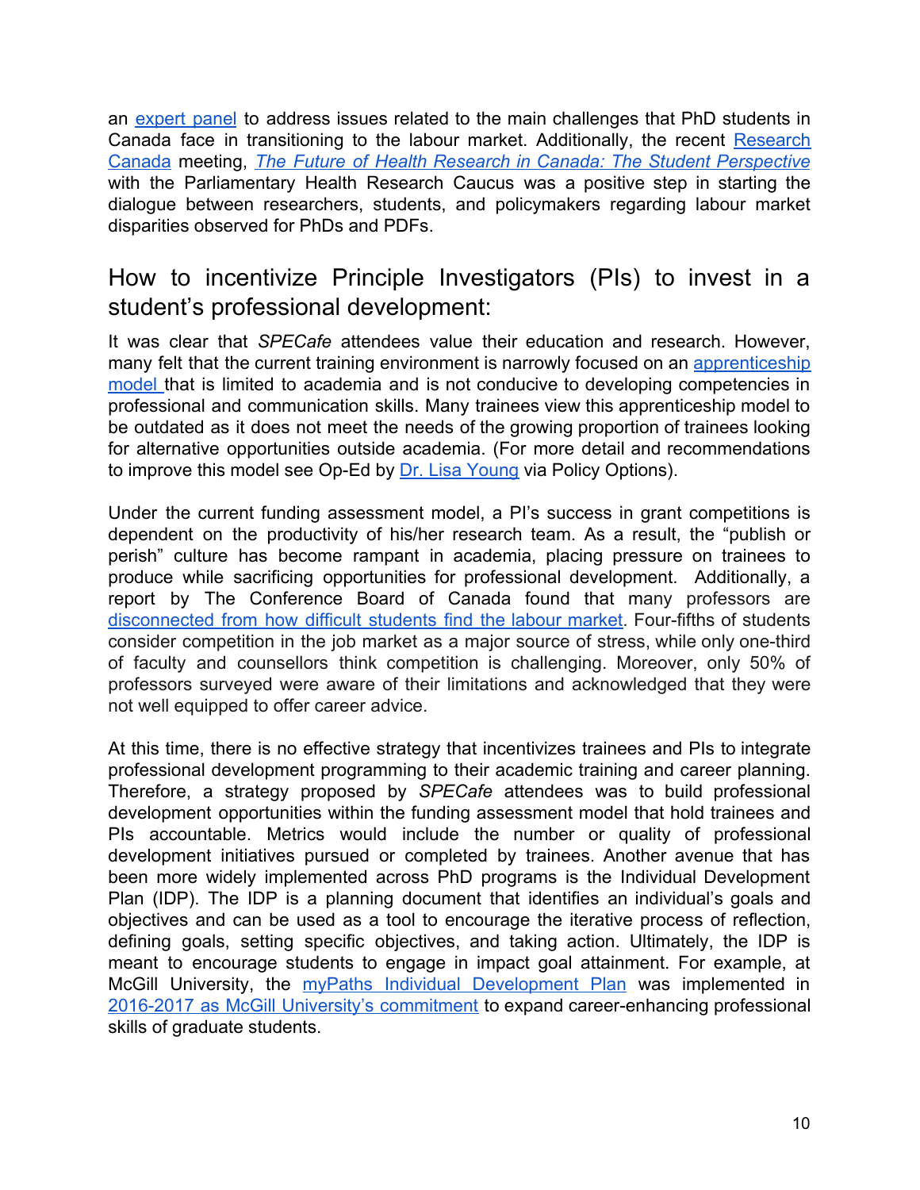an expert panel to address issues related to the main challenges that PhD students in Canada face in transitioning to the labour market. Additionally, the recent Research Canada meeting, *The Future of Health Research in Canada: The Student Perspective* with the Parliamentary Health Research Caucus was a positive step in starting the dialogue between researchers, students, and policymakers regarding labour market disparities observed for PhDs and PDFs.

## How to incentivize Principle Investigators (PIs) to invest in a student's professional development:

It was clear that *SPECafe* attendees value their education and research. However, many felt that the current training environment is narrowly focused on an apprenticeship model that is limited to academia and is not conducive to developing competencies in professional and communication skills. Many trainees view this apprenticeship model to be outdated as it does not meet the needs of the growing proportion of trainees looking for alternative opportunities outside academia. (For more detail and recommendations to improve this model see Op-Ed by Dr. Lisa Young via Policy Options).

Under the current funding assessment model, a PI's success in grant competitions is dependent on the productivity of his/her research team. As a result, the "publish or perish" culture has become rampant in academia, placing pressure on trainees to produce while sacrificing opportunities for professional development. Additionally, a report by The Conference Board of Canada found that many professors are disconnected from how difficult students find the labour market. Four-fifths of students consider competition in the job market as a major source of stress, while only one-third of faculty and counsellors think competition is challenging. Moreover, only 50% of professors surveyed were aware of their limitations and acknowledged that they were not well equipped to offer career advice.

At this time, there is no effective strategy that incentivizes trainees and PIs to integrate professional development programming to their academic training and career planning. Therefore, a strategy proposed by *SPECafe* attendees was to build professional development opportunities within the funding assessment model that hold trainees and PIs accountable. Metrics would include the number or quality of professional development initiatives pursued or completed by trainees. Another avenue that has been more widely implemented across PhD programs is the Individual Development Plan (IDP). The IDP is a planning document that identifies an individual's goals and objectives and can be used as a tool to encourage the iterative process of reflection, defining goals, setting specific objectives, and taking action. Ultimately, the IDP is meant to encourage students to engage in impact goal attainment. For example, at McGill University, the myPaths Individual Development Plan was implemented in 2016-2017 as McGill University's commitment to expand career-enhancing professional skills of graduate students.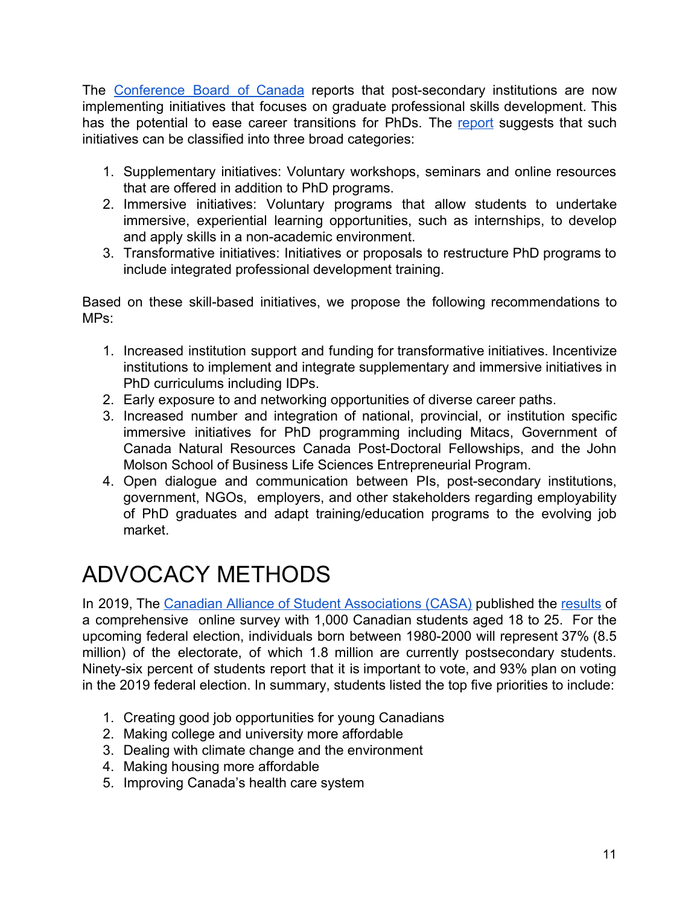The Conference Board of Canada reports that post-secondary institutions are now implementing initiatives that focuses on graduate professional skills development. This has the potential to ease career transitions for PhDs. The report suggests that such initiatives can be classified into three broad categories:

1. Supplementary initiatives: Voluntary workshops, seminars and online resources that are offered in addition to PhD programs.
2. Immersive initiatives: Voluntary programs that allow students to undertake immersive, experiential learning opportunities, such as internships, to develop and apply skills in a non-academic environment.
3. Transformative initiatives: Initiatives or proposals to restructure PhD programs to include integrated professional development training.

Based on these skill-based initiatives, we propose the following recommendations to MPs:

1. Increased institution support and funding for transformative initiatives. Incentivize institutions to implement and integrate supplementary and immersive initiatives in PhD curriculums including IDPs.
2. Early exposure to and networking opportunities of diverse career paths.
3. Increased number and integration of national, provincial, or institution specific immersive initiatives for PhD programming including Mitacs, Government of Canada Natural Resources Canada Post-Doctoral Fellowships, and the John Molson School of Business Life Sciences Entrepreneurial Program.
4. Open dialogue and communication between PIs, post-secondary institutions, government, NGOs, employers, and other stakeholders regarding employability of PhD graduates and adapt training/education programs to the evolving job market.

# ADVOCACY METHODS

In 2019, The Canadian Alliance of Student Associations (CASA) published the results of a comprehensive online survey with 1,000 Canadian students aged 18 to 25. For the upcoming federal election, individuals born between 1980-2000 will represent 37% (8.5 million) of the electorate, of which 1.8 million are currently postsecondary students. Ninety-six percent of students report that it is important to vote, and 93% plan on voting in the 2019 federal election. In summary, students listed the top five priorities to include:

1. Creating good job opportunities for young Canadians
2. Making college and university more affordable
3. Dealing with climate change and the environment
4. Making housing more affordable
5. Improving Canada's health care system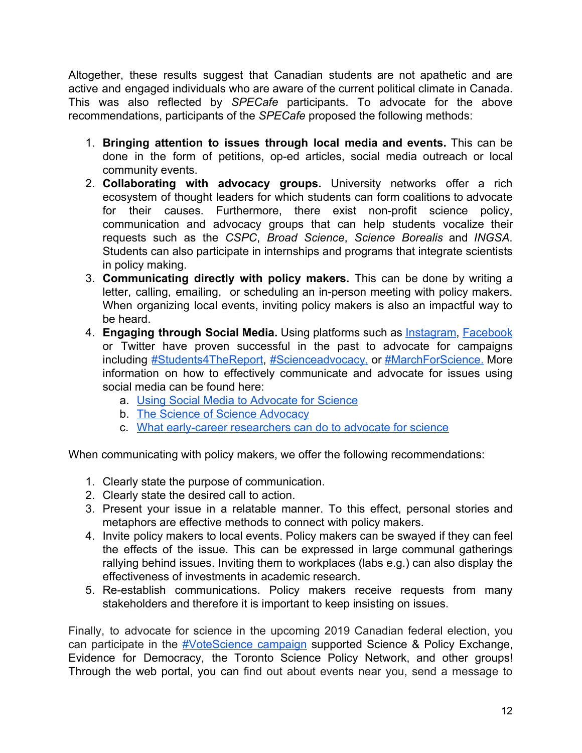Altogether, these results suggest that Canadian students are not apathetic and are active and engaged individuals who are aware of the current political climate in Canada. This was also reflected by *SPECafe* participants. To advocate for the above recommendations, participants of the *SPECafe* proposed the following methods:

1. **Bringing attention to issues through local media and events.** This can be done in the form of petitions, op-ed articles, social media outreach or local community events.
2. **Collaborating with advocacy groups.** University networks offer a rich ecosystem of thought leaders for which students can form coalitions to advocate for their causes. Furthermore, there exist non-profit science policy, communication and advocacy groups that can help students vocalize their requests such as the *CSPC*, *Broad Science*, *Science Borealis* and *INGSA*. Students can also participate in internships and programs that integrate scientists in policy making.
3. **Communicating directly with policy makers.** This can be done by writing a letter, calling, emailing, or scheduling an in-person meeting with policy makers. When organizing local events, inviting policy makers is also an impactful way to be heard.
4. **Engaging through Social Media.** Using platforms such as Instagram, Facebook or Twitter have proven successful in the past to advocate for campaigns including #Students4TheReport, #Scienceadvocacy, or #MarchForScience. More information on how to effectively communicate and advocate for issues using social media can be found here:
   a. Using Social Media to Advocate for Science
   b. The Science of Science Advocacy
   c. What early-career researchers can do to advocate for science

When communicating with policy makers, we offer the following recommendations:

1. Clearly state the purpose of communication.
2. Clearly state the desired call to action.
3. Present your issue in a relatable manner. To this effect, personal stories and metaphors are effective methods to connect with policy makers.
4. Invite policy makers to local events. Policy makers can be swayed if they can feel the effects of the issue. This can be expressed in large communal gatherings rallying behind issues. Inviting them to workplaces (labs e.g.) can also display the effectiveness of investments in academic research.
5. Re-establish communications. Policy makers receive requests from many stakeholders and therefore it is important to keep insisting on issues.

Finally, to advocate for science in the upcoming 2019 Canadian federal election, you can participate in the #VoteScience campaign supported Science & Policy Exchange, Evidence for Democracy, the Toronto Science Policy Network, and other groups! Through the web portal, you can find out about events near you, send a message to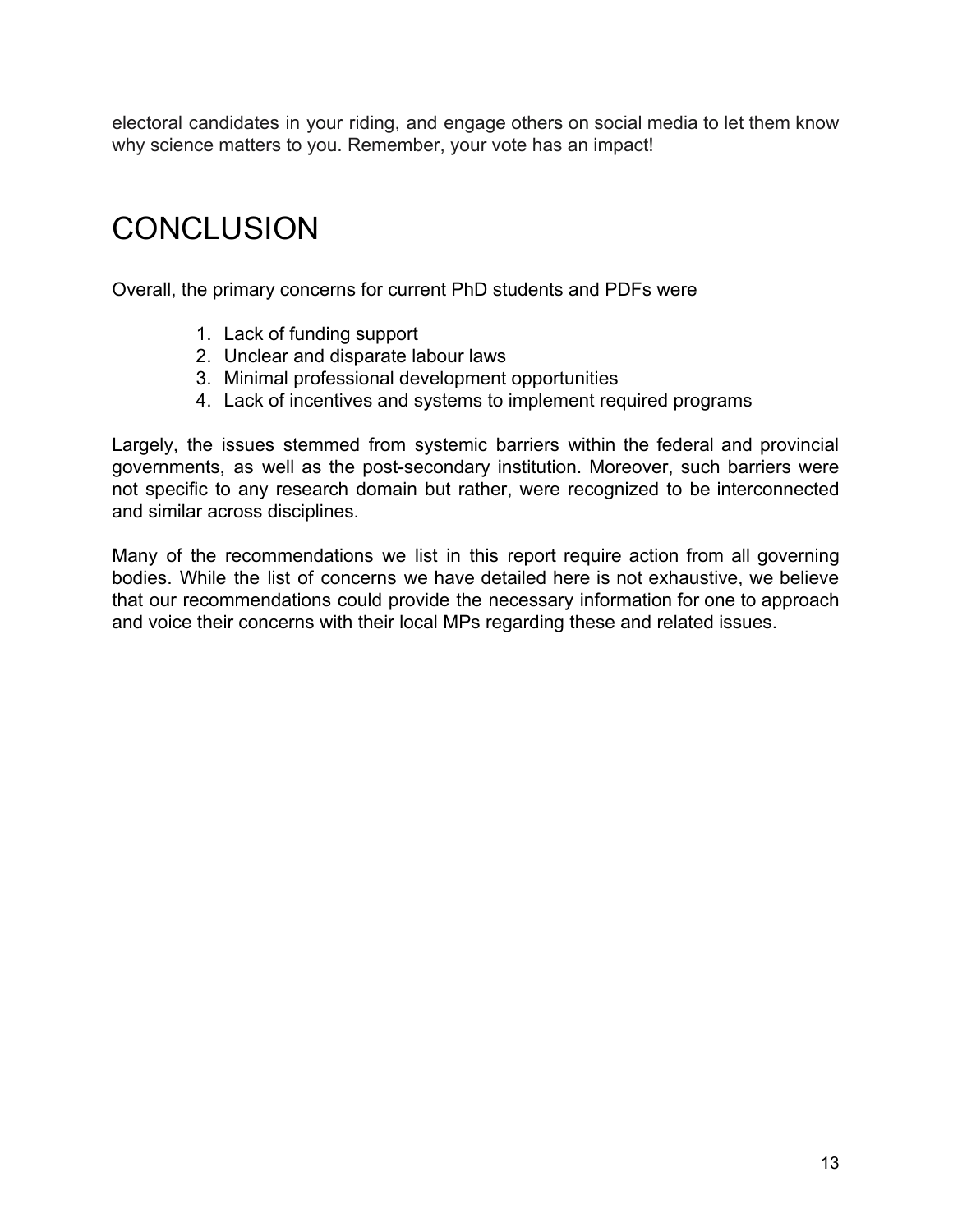electoral candidates in your riding, and engage others on social media to let them know why science matters to you. Remember, your vote has an impact!

# CONCLUSION

Overall, the primary concerns for current PhD students and PDFs were

1. Lack of funding support
2. Unclear and disparate labour laws
3. Minimal professional development opportunities
4. Lack of incentives and systems to implement required programs

Largely, the issues stemmed from systemic barriers within the federal and provincial governments, as well as the post-secondary institution. Moreover, such barriers were not specific to any research domain but rather, were recognized to be interconnected and similar across disciplines.

Many of the recommendations we list in this report require action from all governing bodies. While the list of concerns we have detailed here is not exhaustive, we believe that our recommendations could provide the necessary information for one to approach and voice their concerns with their local MPs regarding these and related issues.